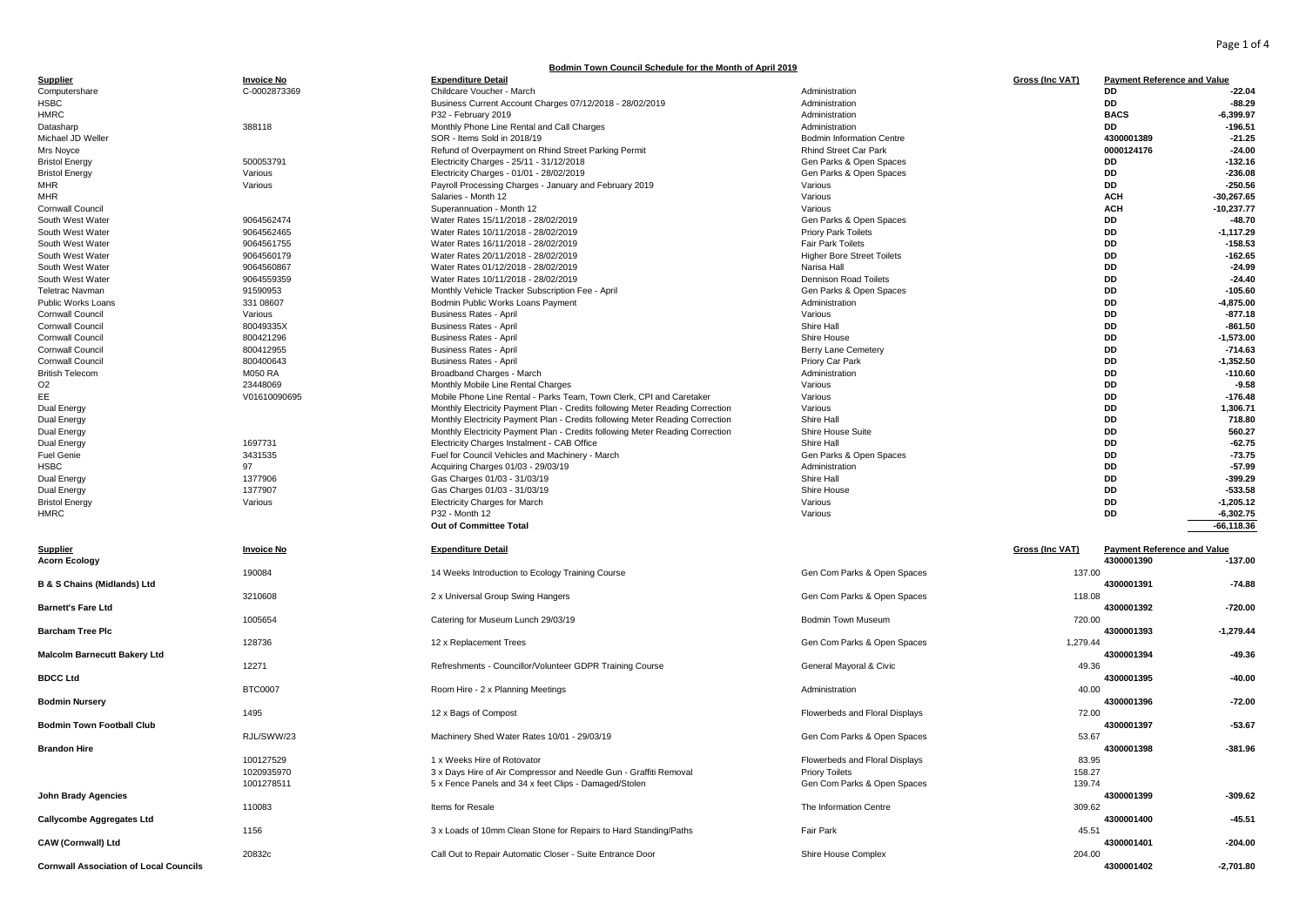## Bodmin Town Council Schedule for the Month of April 2019

| Supplier | Invoice No | Expenditure Detail | | Gross (Inc VAT) | Payment Reference and Value | |
|---|---|---|---|---|---|---|
| Computershare | C-0002873369 | Childcare Voucher - March | Administration | | DD | -22.04 |
| HSBC | | Business Current Account Charges 07/12/2018 - 28/02/2019 | Administration | | DD | -88.29 |
| HMRC | | P32 - February 2019 | Administration | | BACS | -6,399.97 |
| Datasharp | 388118 | Monthly Phone Line Rental and Call Charges | Administration | | DD | -196.51 |
| Michael JD Weller | | SOR - Items Sold in 2018/19 | Bodmin Information Centre | | 4300001389 | -21.25 |
| Mrs Noyce | | Refund of Overpayment on Rhind Street Parking Permit | Rhind Street Car Park | | 0000124176 | -24.00 |
| Bristol Energy | 500053791 | Electricity Charges - 25/11 - 31/12/2018 | Gen Parks & Open Spaces | | DD | -132.16 |
| Bristol Energy | Various | Electricity Charges - 01/01 - 28/02/2019 | Gen Parks & Open Spaces | | DD | -236.08 |
| MHR | Various | Payroll Processing Charges - January and February 2019 | Various | | DD | -250.56 |
| MHR | | Salaries - Month 12 | Various | | ACH | -30,267.65 |
| Cornwall Council | | Superannuation - Month 12 | Various | | ACH | -10,237.77 |
| South West Water | 9064562474 | Water Rates 15/11/2018 - 28/02/2019 | Gen Parks & Open Spaces | | DD | -48.70 |
| South West Water | 9064562465 | Water Rates 10/11/2018 - 28/02/2019 | Priory Park Toilets | | DD | -1,117.29 |
| South West Water | 9064561755 | Water Rates 16/11/2018 - 28/02/2019 | Fair Park Toilets | | DD | -158.53 |
| South West Water | 9064560179 | Water Rates 20/11/2018 - 28/02/2019 | Higher Bore Street Toilets | | DD | -162.65 |
| South West Water | 9064560867 | Water Rates 01/12/2018 - 28/02/2019 | Narisa Hall | | DD | -24.99 |
| South West Water | 9064559359 | Water Rates 10/11/2018 - 28/02/2019 | Dennison Road Toilets | | DD | -24.40 |
| Teletrac Navman | 91590953 | Monthly Vehicle Tracker Subscription Fee - April | Gen Parks & Open Spaces | | DD | -105.60 |
| Public Works Loans | 331 08607 | Bodmin Public Works Loans Payment | Administration | | DD | -4,875.00 |
| Cornwall Council | Various | Business Rates - April | Various | | DD | -877.18 |
| Cornwall Council | 80049335X | Business Rates - April | Shire Hall | | DD | -861.50 |
| Cornwall Council | 800421296 | Business Rates - April | Shire House | | DD | -1,573.00 |
| Cornwall Council | 800412955 | Business Rates - April | Berry Lane Cemetery | | DD | -714.63 |
| Cornwall Council | 800400643 | Business Rates - April | Priory Car Park | | DD | -1,352.50 |
| British Telecom | M050 RA | Broadband Charges - March | Administration | | DD | -110.60 |
| O2 | 23448069 | Monthly Mobile Line Rental Charges | Various | | DD | -9.58 |
| EE | V01610090695 | Mobile Phone Line Rental - Parks Team, Town Clerk, CPI and Caretaker | Various | | DD | -176.48 |
| Dual Energy | | Monthly Electricity Payment Plan - Credits following Meter Reading Correction | Various | | DD | 1,306.71 |
| Dual Energy | | Monthly Electricity Payment Plan - Credits following Meter Reading Correction | Shire Hall | | DD | 718.80 |
| Dual Energy | | Monthly Electricity Payment Plan - Credits following Meter Reading Correction | Shire House Suite | | DD | 560.27 |
| Dual Energy | 1697731 | Electricity Charges Instalment - CAB Office | Shire Hall | | DD | -62.75 |
| Fuel Genie | 3431535 | Fuel for Council Vehicles and Machinery - March | Gen Parks & Open Spaces | | DD | -73.75 |
| HSBC | 97 | Acquiring Charges 01/03 - 29/03/19 | Administration | | DD | -57.99 |
| Dual Energy | 1377906 | Gas Charges 01/03 - 31/03/19 | Shire Hall | | DD | -399.29 |
| Dual Energy | 1377907 | Gas Charges 01/03 - 31/03/19 | Shire House | | DD | -533.58 |
| Bristol Energy | Various | Electricity Charges for March | Various | | DD | -1,205.12 |
| HMRC | | P32 - Month 12 | Various | | DD | -6,302.75 |
| | | **Out of Committee Total** | | | | **-66,118.36** |

| Supplier | Invoice No | Expenditure Detail | | Gross (Inc VAT) | Payment Reference and Value | |
|---|---|---|---|---|---|---|
| **Acorn Ecology** | | | | | 4300001390 | -137.00 |
| | 190084 | 14 Weeks Introduction to Ecology Training Course | Gen Com Parks & Open Spaces | 137.00 | | |
| **B & S Chains (Midlands) Ltd** | | | | | 4300001391 | -74.88 |
| | 3210608 | 2 x Universal Group Swing Hangers | Gen Com Parks & Open Spaces | 118.08 | | |
| **Barnett's Fare Ltd** | | | | | 4300001392 | -720.00 |
| | 1005654 | Catering for Museum Lunch 29/03/19 | Bodmin Town Museum | 720.00 | | |
| **Barcham Tree Plc** | | | | | 4300001393 | -1,279.44 |
| | 128736 | 12 x Replacement Trees | Gen Com Parks & Open Spaces | 1,279.44 | | |
| **Malcolm Barnecutt Bakery Ltd** | | | | | 4300001394 | -49.36 |
| | 12271 | Refreshments - Councillor/Volunteer GDPR Training Course | General Mayoral & Civic | 49.36 | | |
| **BDCC Ltd** | | | | | 4300001395 | -40.00 |
| | BTC0007 | Room Hire - 2 x Planning Meetings | Administration | 40.00 | | |
| **Bodmin Nursery** | | | | | 4300001396 | -72.00 |
| | 1495 | 12 x Bags of Compost | Flowerbeds and Floral Displays | 72.00 | | |
| **Bodmin Town Football Club** | | | | | 4300001397 | -53.67 |
| | RJL/SWW/23 | Machinery Shed Water Rates 10/01 - 29/03/19 | Gen Com Parks & Open Spaces | 53.67 | | |
| **Brandon Hire** | | | | | 4300001398 | -381.96 |
| | 100127529 | 1 x Weeks Hire of Rotovator | Flowerbeds and Floral Displays | 83.95 | | |
| | 1020935970 | 3 x Days Hire of Air Compressor and Needle Gun - Graffiti Removal | Priory Toilets | 158.27 | | |
| | 1001278511 | 5 x Fence Panels and 34 x feet Clips - Damaged/Stolen | Gen Com Parks & Open Spaces | 139.74 | | |
| **John Brady Agencies** | | | | | 4300001399 | -309.62 |
| | 110083 | Items for Resale | The Information Centre | 309.62 | | |
| **Callycombe Aggregates Ltd** | | | | | 4300001400 | -45.51 |
| | 1156 | 3 x Loads of 10mm Clean Stone for Repairs to Hard Standing/Paths | Fair Park | 45.51 | | |
| **CAW (Cornwall) Ltd** | | | | | 4300001401 | -204.00 |
| | 20832c | Call Out to Repair Automatic Closer - Suite Entrance Door | Shire House Complex | 204.00 | | |
| **Cornwall Association of Local Councils** | | | | | 4300001402 | -2,701.80 |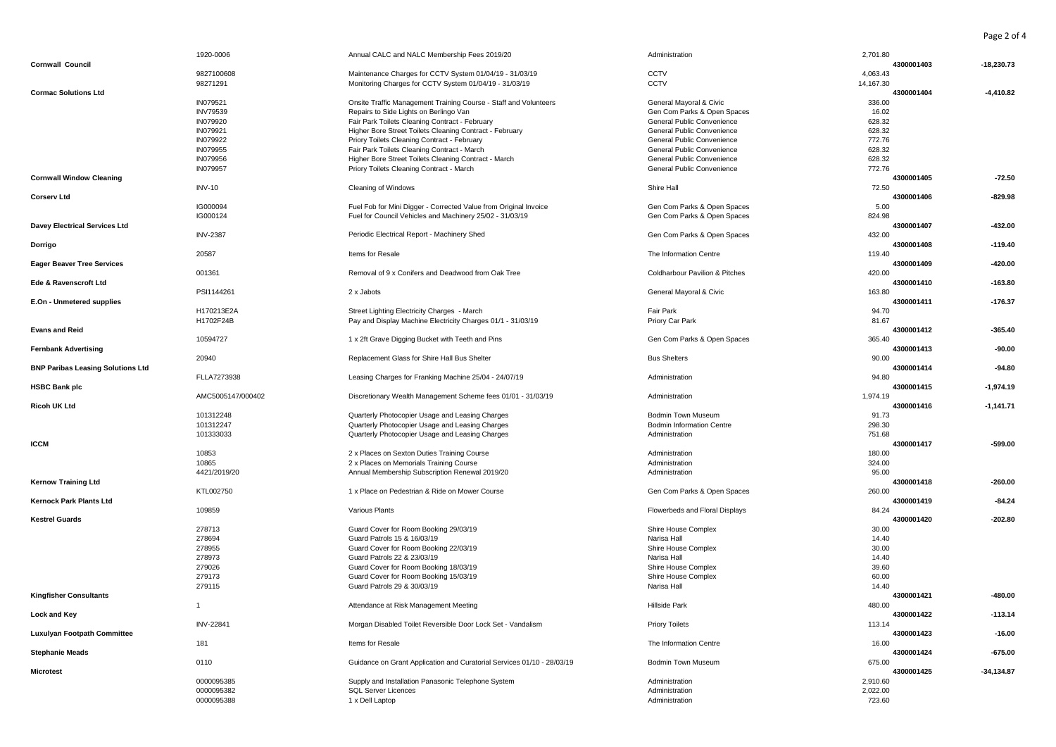| Supplier | Invoice | Description | Cost Centre | Amount | Reference | Total |
|---|---|---|---|---|---|---|
| | 1920-0006 | Annual CALC and NALC Membership Fees 2019/20 | Administration | 2,701.80 | | |
| **Cornwall Council** | | | | | 4300001403 | -18,230.73 |
| | 9827100608 | Maintenance Charges for CCTV System 01/04/19 - 31/03/19 | CCTV | 4,063.43 | | |
| | 98271291 | Monitoring Charges for CCTV System 01/04/19 - 31/03/19 | CCTV | 14,167.30 | | |
| **Cormac Solutions Ltd** | | | | | 4300001404 | -4,410.82 |
| | IN079521 | Onsite Traffic Management Training Course - Staff and Volunteers | General Mayoral & Civic | 336.00 | | |
| | INV79539 | Repairs to Side Lights on Berlingo Van | Gen Com Parks & Open Spaces | 16.02 | | |
| | IN079920 | Fair Park Toilets Cleaning Contract - February | General Public Convenience | 628.32 | | |
| | IN079921 | Higher Bore Street Toilets Cleaning Contract - February | General Public Convenience | 628.32 | | |
| | IN079922 | Priory Toilets Cleaning Contract - February | General Public Convenience | 772.76 | | |
| | IN079955 | Fair Park Toilets Cleaning Contract - March | General Public Convenience | 628.32 | | |
| | IN079956 | Higher Bore Street Toilets Cleaning Contract - March | General Public Convenience | 628.32 | | |
| | IN079957 | Priory Toilets Cleaning Contract - March | General Public Convenience | 772.76 | | |
| **Cornwall Window Cleaning** | | | | | 4300001405 | -72.50 |
| | INV-10 | Cleaning of Windows | Shire Hall | 72.50 | | |
| **Corserv Ltd** | | | | | 4300001406 | -829.98 |
| | IG000094 | Fuel Fob for Mini Digger - Corrected Value from Original Invoice | Gen Com Parks & Open Spaces | 5.00 | | |
| | IG000124 | Fuel for Council Vehicles and Machinery 25/02 - 31/03/19 | Gen Com Parks & Open Spaces | 824.98 | | |
| **Davey Electrical Services Ltd** | | | | | 4300001407 | -432.00 |
| | INV-2387 | Periodic Electrical Report - Machinery Shed | Gen Com Parks & Open Spaces | 432.00 | | |
| **Dorrigo** | | | | | 4300001408 | -119.40 |
| | 20587 | Items for Resale | The Information Centre | 119.40 | | |
| **Eager Beaver Tree Services** | | | | | 4300001409 | -420.00 |
| | 001361 | Removal of 9 x Conifers and Deadwood from Oak Tree | Coldharbour Pavilion & Pitches | 420.00 | | |
| **Ede & Ravenscroft Ltd** | | | | | 4300001410 | -163.80 |
| | PSI1144261 | 2 x Jabots | General Mayoral & Civic | 163.80 | | |
| **E.On - Unmetered supplies** | | | | | 4300001411 | -176.37 |
| | H170213E2A | Street Lighting Electricity Charges - March | Fair Park | 94.70 | | |
| | H1702F24B | Pay and Display Machine Electricity Charges 01/1 - 31/03/19 | Priory Car Park | 81.67 | | |
| **Evans and Reid** | | | | | 4300001412 | -365.40 |
| | 10594727 | 1 x 2ft Grave Digging Bucket with Teeth and Pins | Gen Com Parks & Open Spaces | 365.40 | | |
| **Fernbank Advertising** | | | | | 4300001413 | -90.00 |
| | 20940 | Replacement Glass for Shire Hall Bus Shelter | Bus Shelters | 90.00 | | |
| **BNP Paribas Leasing Solutions Ltd** | | | | | 4300001414 | -94.80 |
| | FLLA7273938 | Leasing Charges for Franking Machine 25/04 - 24/07/19 | Administration | 94.80 | | |
| **HSBC Bank plc** | | | | | 4300001415 | -1,974.19 |
| | AMC5005147/000402 | Discretionary Wealth Management Scheme fees 01/01 - 31/03/19 | Administration | 1,974.19 | | |
| **Ricoh UK Ltd** | | | | | 4300001416 | -1,141.71 |
| | 101312248 | Quarterly Photocopier Usage and Leasing Charges | Bodmin Town Museum | 91.73 | | |
| | 101312247 | Quarterly Photocopier Usage and Leasing Charges | Bodmin Information Centre | 298.30 | | |
| | 101333033 | Quarterly Photocopier Usage and Leasing Charges | Administration | 751.68 | | |
| **ICCM** | | | | | 4300001417 | -599.00 |
| | 10853 | 2 x Places on Sexton Duties Training Course | Administration | 180.00 | | |
| | 10865 | 2 x Places on Memorials Training Course | Administration | 324.00 | | |
| | 4421/2019/20 | Annual Membership Subscription Renewal 2019/20 | Administration | 95.00 | | |
| **Kernow Training Ltd** | | | | | 4300001418 | -260.00 |
| | KTL002750 | 1 x Place on Pedestrian & Ride on Mower Course | Gen Com Parks & Open Spaces | 260.00 | | |
| **Kernock Park Plants Ltd** | | | | | 4300001419 | -84.24 |
| | 109859 | Various Plants | Flowerbeds and Floral Displays | 84.24 | | |
| **Kestrel Guards** | | | | | 4300001420 | -202.80 |
| | 278713 | Guard Cover for Room Booking 29/03/19 | Shire House Complex | 30.00 | | |
| | 278694 | Guard Patrols 15 & 16/03/19 | Narisa Hall | 14.40 | | |
| | 278955 | Guard Cover for Room Booking 22/03/19 | Shire House Complex | 30.00 | | |
| | 278973 | Guard Patrols 22 & 23/03/19 | Narisa Hall | 14.40 | | |
| | 279026 | Guard Cover for Room Booking 18/03/19 | Shire House Complex | 39.60 | | |
| | 279173 | Guard Cover for Room Booking 15/03/19 | Shire House Complex | 60.00 | | |
| | 279115 | Guard Patrols 29 & 30/03/19 | Narisa Hall | 14.40 | | |
| **Kingfisher Consultants** | | | | | 4300001421 | -480.00 |
| | 1 | Attendance at Risk Management Meeting | Hillside Park | 480.00 | | |
| **Lock and Key** | | | | | 4300001422 | -113.14 |
| | INV-22841 | Morgan Disabled Toilet Reversible Door Lock Set - Vandalism | Priory Toilets | 113.14 | | |
| **Luxulyan Footpath Committee** | | | | | 4300001423 | -16.00 |
| | 181 | Items for Resale | The Information Centre | 16.00 | | |
| **Stephanie Meads** | | | | | 4300001424 | -675.00 |
| | 0110 | Guidance on Grant Application and Curatorial Services 01/10 - 28/03/19 | Bodmin Town Museum | 675.00 | | |
| **Microtest** | | | | | 4300001425 | -34,134.87 |
| | 0000095385 | Supply and Installation Panasonic Telephone System | Administration | 2,910.60 | | |
| | 0000095382 | SQL Server Licences | Administration | 2,022.00 | | |
| | 0000095388 | 1 x Dell Laptop | Administration | 723.60 | | |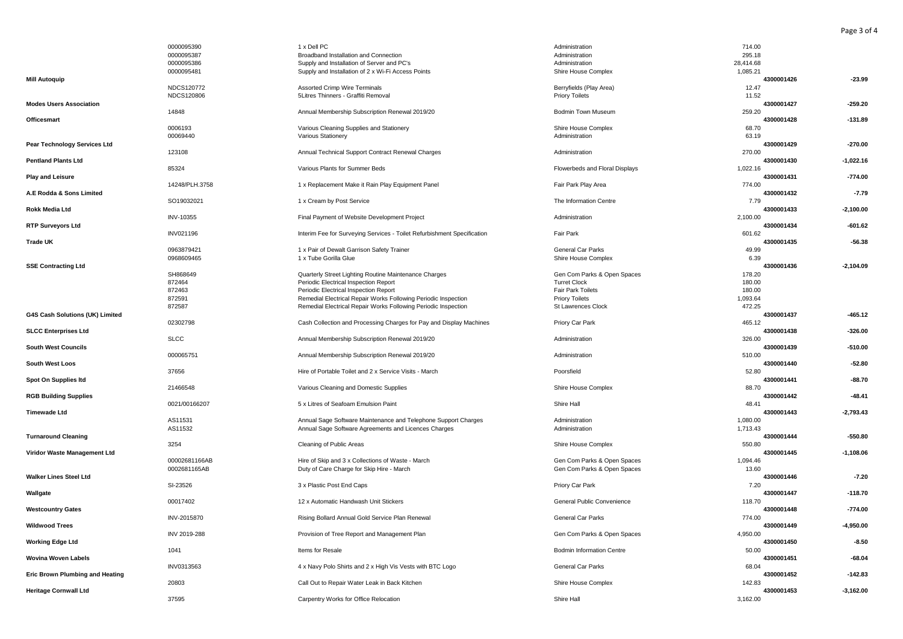| Supplier | Invoice No. | Description | Cost Centre | Amount | Payment Ref | Total |
|---|---|---|---|---|---|---|
| | 0000095390 | 1 x Dell PC | Administration | 714.00 | | |
| | 0000095387 | Broadband Installation and Connection | Administration | 295.18 | | |
| | 0000095386 | Supply and Installation of Server and PC's | Administration | 28,414.68 | | |
| | 0000095481 | Supply and Installation of 2 x Wi-Fi Access Points | Shire House Complex | 1,085.21 | | |
| **Mill Autoquip** | | | | | **4300001426** | **-23.99** |
| | NDCS120772 | Assorted Crimp Wire Terminals | Berryfields (Play Area) | 12.47 | | |
| | NDCS120806 | 5Litres Thinners - Graffiti Removal | Priory Toilets | 11.52 | | |
| **Modes Users Association** | | | | | **4300001427** | **-259.20** |
| | 14848 | Annual Membership Subscription Renewal 2019/20 | Bodmin Town Museum | 259.20 | | |
| **Officesmart** | | | | | **4300001428** | **-131.89** |
| | 0006193 | Various Cleaning Supplies and Stationery | Shire House Complex | 68.70 | | |
| | 00069440 | Various Stationery | Administration | 63.19 | | |
| **Pear Technology Services Ltd** | | | | | **4300001429** | **-270.00** |
| | 123108 | Annual Technical Support Contract Renewal Charges | Administration | 270.00 | | |
| **Pentland Plants Ltd** | | | | | **4300001430** | **-1,022.16** |
| | 85324 | Various Plants for Summer Beds | Flowerbeds and Floral Displays | 1,022.16 | | |
| **Play and Leisure** | | | | | **4300001431** | **-774.00** |
| | 14248/PLH.3758 | 1 x Replacement Make it Rain Play Equipment Panel | Fair Park Play Area | 774.00 | | |
| **A.E Rodda & Sons Limited** | | | | | **4300001432** | **-7.79** |
| | SO19032021 | 1 x Cream by Post Service | The Information Centre | 7.79 | | |
| **Rokk Media Ltd** | | | | | **4300001433** | **-2,100.00** |
| | INV-10355 | Final Payment of Website Development Project | Administration | 2,100.00 | | |
| **RTP Surveyors Ltd** | | | | | **4300001434** | **-601.62** |
| | INV021196 | Interim Fee for Surveying Services - Toilet Refurbishment Specification | Fair Park | 601.62 | | |
| **Trade UK** | | | | | **4300001435** | **-56.38** |
| | 0963879421 | 1 x Pair of Dewalt Garrison Safety Trainer | General Car Parks | 49.99 | | |
| | 0968609465 | 1 x Tube Gorilla Glue | Shire House Complex | 6.39 | | |
| **SSE Contracting Ltd** | | | | | **4300001436** | **-2,104.09** |
| | SH868649 | Quarterly Street Lighting Routine Maintenance Charges | Gen Com Parks & Open Spaces | 178.20 | | |
| | 872464 | Periodic Electrical Inspection Report | Turret Clock | 180.00 | | |
| | 872463 | Periodic Electrical Inspection Report | Fair Park Toilets | 180.00 | | |
| | 872591 | Remedial Electrical Repair Works Following Periodic Inspection | Priory Toilets | 1,093.64 | | |
| | 872587 | Remedial Electrical Repair Works Following Periodic Inspection | St Lawrences Clock | 472.25 | | |
| **G4S Cash Solutions (UK) Limited** | | | | | **4300001437** | **-465.12** |
| | 02302798 | Cash Collection and Processing Charges for Pay and Display Machines | Priory Car Park | 465.12 | | |
| **SLCC Enterprises Ltd** | | | | | **4300001438** | **-326.00** |
| | SLCC | Annual Membership Subscription Renewal 2019/20 | Administration | 326.00 | | |
| **South West Councils** | | | | | **4300001439** | **-510.00** |
| | 000065751 | Annual Membership Subscription Renewal 2019/20 | Administration | 510.00 | | |
| **South West Loos** | | | | | **4300001440** | **-52.80** |
| | 37656 | Hire of Portable Toilet and 2 x Service Visits - March | Poorsfield | 52.80 | | |
| **Spot On Supplies ltd** | | | | | **4300001441** | **-88.70** |
| | 21466548 | Various Cleaning and Domestic Supplies | Shire House Complex | 88.70 | | |
| **RGB Building Supplies** | | | | | **4300001442** | **-48.41** |
| | 0021/00166207 | 5 x Litres of Seafoam Emulsion Paint | Shire Hall | 48.41 | | |
| **Timewade Ltd** | | | | | **4300001443** | **-2,793.43** |
| | AS11531 | Annual Sage Software Maintenance and Telephone Support Charges | Administration | 1,080.00 | | |
| | AS11532 | Annual Sage Software Agreements and Licences Charges | Administration | 1,713.43 | | |
| **Turnaround Cleaning** | | | | | **4300001444** | **-550.80** |
| | 3254 | Cleaning of Public Areas | Shire House Complex | 550.80 | | |
| **Viridor Waste Management Ltd** | | | | | **4300001445** | **-1,108.06** |
| | 00002681166AB | Hire of Skip and 3 x Collections of Waste - March | Gen Com Parks & Open Spaces | 1,094.46 | | |
| | 0002681165AB | Duty of Care Charge for Skip Hire - March | Gen Com Parks & Open Spaces | 13.60 | | |
| **Walker Lines Steel Ltd** | | | | | **4300001446** | **-7.20** |
| | SI-23526 | 3 x Plastic Post End Caps | Priory Car Park | 7.20 | | |
| **Wallgate** | | | | | **4300001447** | **-118.70** |
| | 00017402 | 12 x Automatic Handwash Unit Stickers | General Public Convenience | 118.70 | | |
| **Westcountry Gates** | | | | | **4300001448** | **-774.00** |
| | INV-2015870 | Rising Bollard Annual Gold Service Plan Renewal | General Car Parks | 774.00 | | |
| **Wildwood Trees** | | | | | **4300001449** | **-4,950.00** |
| | INV 2019-288 | Provision of Tree Report and Management Plan | Gen Com Parks & Open Spaces | 4,950.00 | | |
| **Working Edge Ltd** | | | | | **4300001450** | **-8.50** |
| | 1041 | Items for Resale | Bodmin Information Centre | 50.00 | | |
| **Wovina Woven Labels** | | | | | **4300001451** | **-68.04** |
| | INV0313563 | 4 x Navy Polo Shirts and 2 x High Vis Vests with BTC Logo | General Car Parks | 68.04 | | |
| **Eric Brown Plumbing and Heating** | | | | | **4300001452** | **-142.83** |
| | 20803 | Call Out to Repair Water Leak in Back Kitchen | Shire House Complex | 142.83 | | |
| **Heritage Cornwall Ltd** | | | | | **4300001453** | **-3,162.00** |
| | 37595 | Carpentry Works for Office Relocation | Shire Hall | 3,162.00 | | |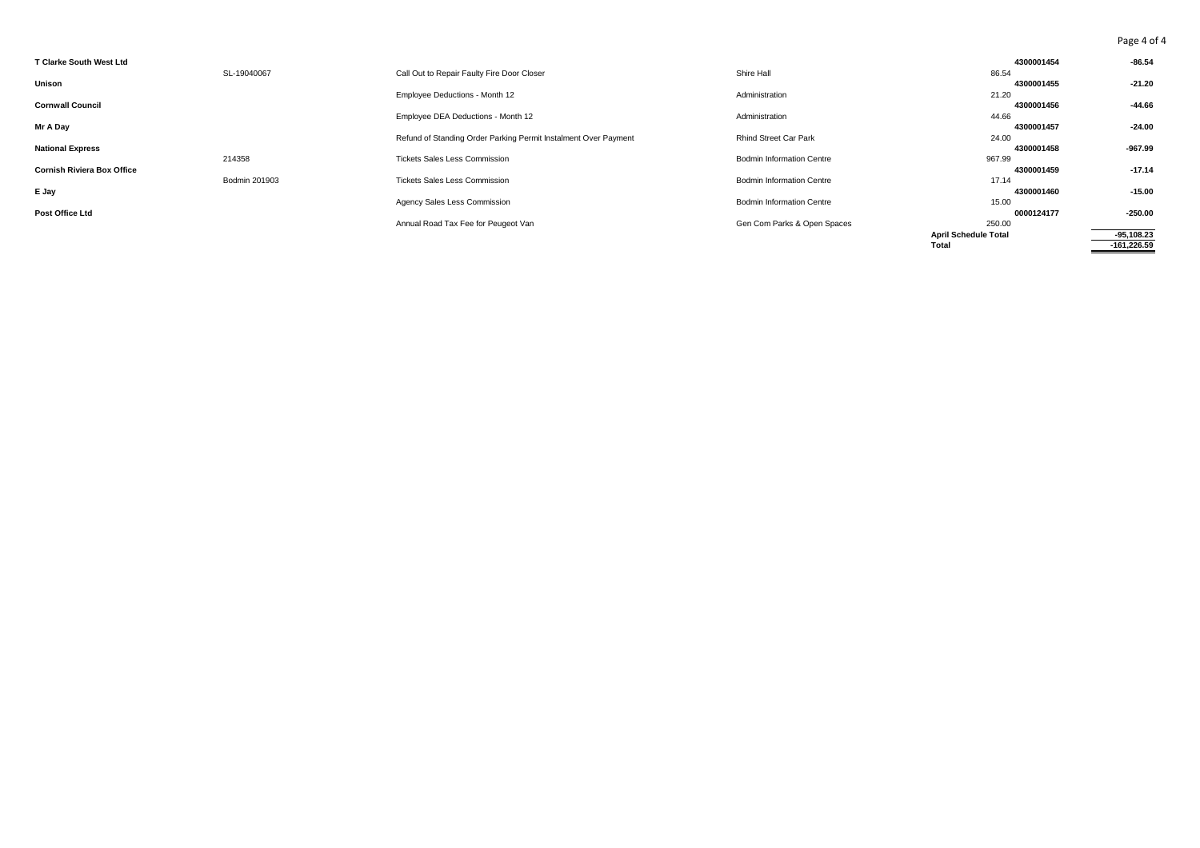| | | | | | | |
|---|---|---|---|---|---|---|
| **T Clarke South West Ltd** | | | | | **4300001454** | **-86.54** |
| | SL-19040067 | Call Out to Repair Faulty Fire Door Closer | Shire Hall | 86.54 | | |
| **Unison** | | | | | **4300001455** | **-21.20** |
| | | Employee Deductions - Month 12 | Administration | 21.20 | | |
| **Cornwall Council** | | | | | **4300001456** | **-44.66** |
| | | Employee DEA Deductions - Month 12 | Administration | 44.66 | | |
| **Mr A Day** | | | | | **4300001457** | **-24.00** |
| | | Refund of Standing Order Parking Permit Instalment Over Payment | Rhind Street Car Park | 24.00 | | |
| **National Express** | | | | | **4300001458** | **-967.99** |
| | 214358 | Tickets Sales Less Commission | Bodmin Information Centre | 967.99 | | |
| **Cornish Riviera Box Office** | | | | | **4300001459** | **-17.14** |
| | Bodmin 201903 | Tickets Sales Less Commission | Bodmin Information Centre | 17.14 | | |
| **E Jay** | | | | | **4300001460** | **-15.00** |
| | | Agency Sales Less Commission | Bodmin Information Centre | 15.00 | | |
| **Post Office Ltd** | | | | | **0000124177** | **-250.00** |
| | | Annual Road Tax Fee for Peugeot Van | Gen Com Parks & Open Spaces | 250.00 | | |
| | | | | **April Schedule Total** | | -95,108.23 |
| | | | | **Total** | | -161,226.59 |